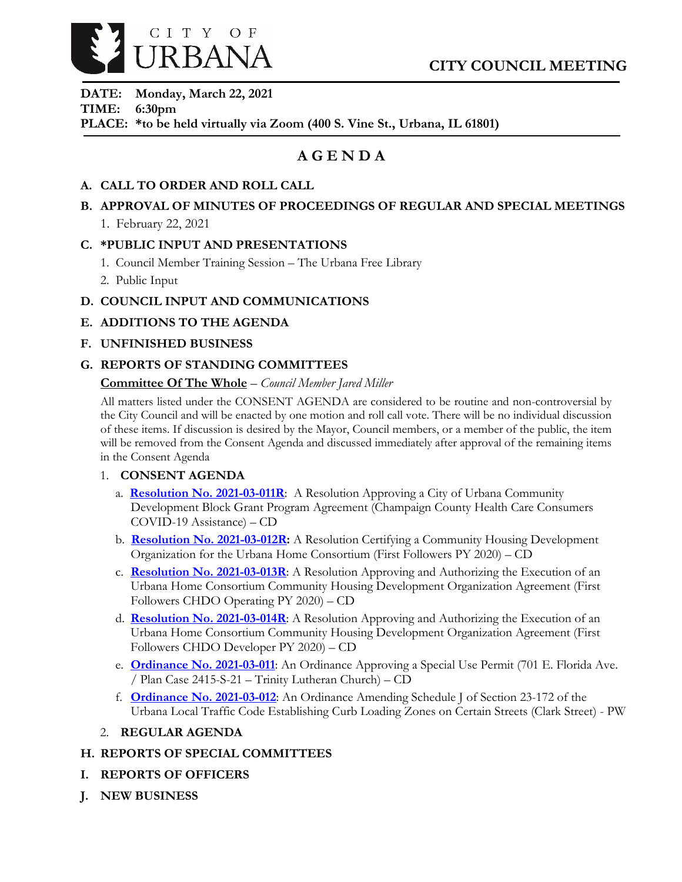# CITY OF URBANA

## CITY COUNCIL MEETING

**DATE: Monday, March 22, 2021**
**TIME: 6:30pm**
**PLACE: *to be held virtually via Zoom (400 S. Vine St., Urbana, IL 61801)**

# AGENDA

**A. CALL TO ORDER AND ROLL CALL**

**B. APPROVAL OF MINUTES OF PROCEEDINGS OF REGULAR AND SPECIAL MEETINGS**

1. February 22, 2021

**C. *PUBLIC INPUT AND PRESENTATIONS**

1. Council Member Training Session – The Urbana Free Library
2. Public Input

**D. COUNCIL INPUT AND COMMUNICATIONS**

**E. ADDITIONS TO THE AGENDA**

**F. UNFINISHED BUSINESS**

**G. REPORTS OF STANDING COMMITTEES**

**Committee Of The Whole** – *Council Member Jared Miller*

All matters listed under the CONSENT AGENDA are considered to be routine and non-controversial by the City Council and will be enacted by one motion and roll call vote. There will be no individual discussion of these items. If discussion is desired by the Mayor, Council members, or a member of the public, the item will be removed from the Consent Agenda and discussed immediately after approval of the remaining items in the Consent Agenda

1. **CONSENT AGENDA**
   a. **Resolution No. 2021-03-011R**: A Resolution Approving a City of Urbana Community Development Block Grant Program Agreement (Champaign County Health Care Consumers COVID-19 Assistance) – CD
   b. **Resolution No. 2021-03-012R:** A Resolution Certifying a Community Housing Development Organization for the Urbana Home Consortium (First Followers PY 2020) – CD
   c. **Resolution No. 2021-03-013R**: A Resolution Approving and Authorizing the Execution of an Urbana Home Consortium Community Housing Development Organization Agreement (First Followers CHDO Operating PY 2020) – CD
   d. **Resolution No. 2021-03-014R**: A Resolution Approving and Authorizing the Execution of an Urbana Home Consortium Community Housing Development Organization Agreement (First Followers CHDO Developer PY 2020) – CD
   e. **Ordinance No. 2021-03-011**: An Ordinance Approving a Special Use Permit (701 E. Florida Ave. / Plan Case 2415-S-21 – Trinity Lutheran Church) – CD
   f. **Ordinance No. 2021-03-012**: An Ordinance Amending Schedule J of Section 23-172 of the Urbana Local Traffic Code Establishing Curb Loading Zones on Certain Streets (Clark Street) - PW
2. **REGULAR AGENDA**

**H. REPORTS OF SPECIAL COMMITTEES**

**I. REPORTS OF OFFICERS**

**J. NEW BUSINESS**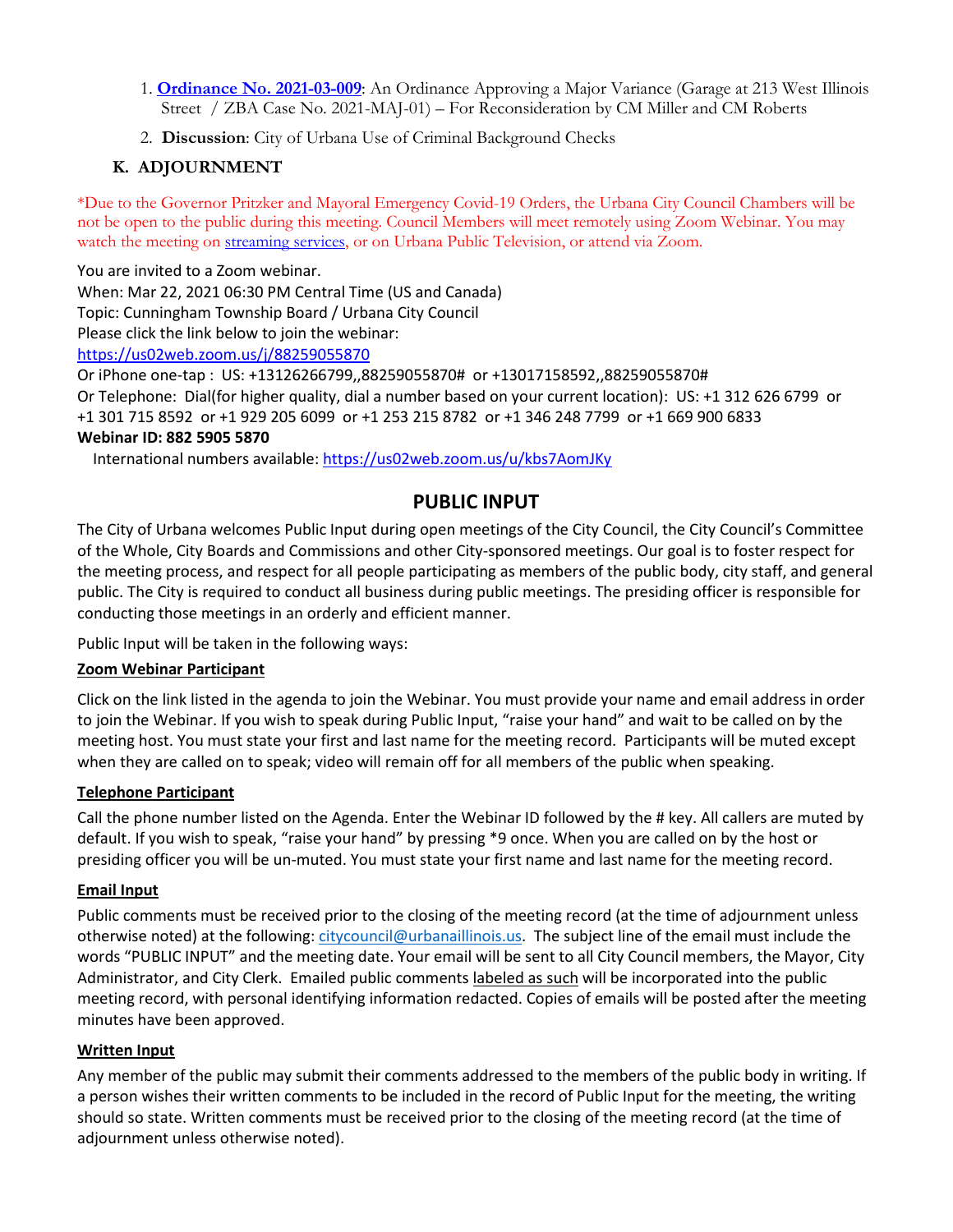1. **Ordinance No. 2021-03-009**: An Ordinance Approving a Major Variance (Garage at 213 West Illinois Street / ZBA Case No. 2021-MAJ-01) – For Reconsideration by CM Miller and CM Roberts
2. **Discussion**: City of Urbana Use of Criminal Background Checks

### K. ADJOURNMENT

*Due to the Governor Pritzker and Mayoral Emergency Covid-19 Orders, the Urbana City Council Chambers will be not be open to the public during this meeting. Council Members will meet remotely using Zoom Webinar. You may watch the meeting on streaming services, or on Urbana Public Television, or attend via Zoom.

You are invited to a Zoom webinar.
When: Mar 22, 2021 06:30 PM Central Time (US and Canada)
Topic: Cunningham Township Board / Urbana City Council
Please click the link below to join the webinar:
https://us02web.zoom.us/j/88259055870
Or iPhone one-tap : US: +13126266799,,88259055870# or +13017158592,,88259055870#
Or Telephone: Dial(for higher quality, dial a number based on your current location): US: +1 312 626 6799 or +1 301 715 8592 or +1 929 205 6099 or +1 253 215 8782 or +1 346 248 7799 or +1 669 900 6833
**Webinar ID: 882 5905 5870**
International numbers available: https://us02web.zoom.us/u/kbs7AomJKy

## PUBLIC INPUT

The City of Urbana welcomes Public Input during open meetings of the City Council, the City Council's Committee of the Whole, City Boards and Commissions and other City-sponsored meetings. Our goal is to foster respect for the meeting process, and respect for all people participating as members of the public body, city staff, and general public. The City is required to conduct all business during public meetings. The presiding officer is responsible for conducting those meetings in an orderly and efficient manner.

Public Input will be taken in the following ways:

**Zoom Webinar Participant**

Click on the link listed in the agenda to join the Webinar. You must provide your name and email address in order to join the Webinar. If you wish to speak during Public Input, "raise your hand" and wait to be called on by the meeting host. You must state your first and last name for the meeting record. Participants will be muted except when they are called on to speak; video will remain off for all members of the public when speaking.

**Telephone Participant**

Call the phone number listed on the Agenda. Enter the Webinar ID followed by the # key. All callers are muted by default. If you wish to speak, "raise your hand" by pressing *9 once. When you are called on by the host or presiding officer you will be un-muted. You must state your first name and last name for the meeting record.

**Email Input**

Public comments must be received prior to the closing of the meeting record (at the time of adjournment unless otherwise noted) at the following: citycouncil@urbanaillinois.us. The subject line of the email must include the words "PUBLIC INPUT" and the meeting date. Your email will be sent to all City Council members, the Mayor, City Administrator, and City Clerk. Emailed public comments labeled as such will be incorporated into the public meeting record, with personal identifying information redacted. Copies of emails will be posted after the meeting minutes have been approved.

**Written Input**

Any member of the public may submit their comments addressed to the members of the public body in writing. If a person wishes their written comments to be included in the record of Public Input for the meeting, the writing should so state. Written comments must be received prior to the closing of the meeting record (at the time of adjournment unless otherwise noted).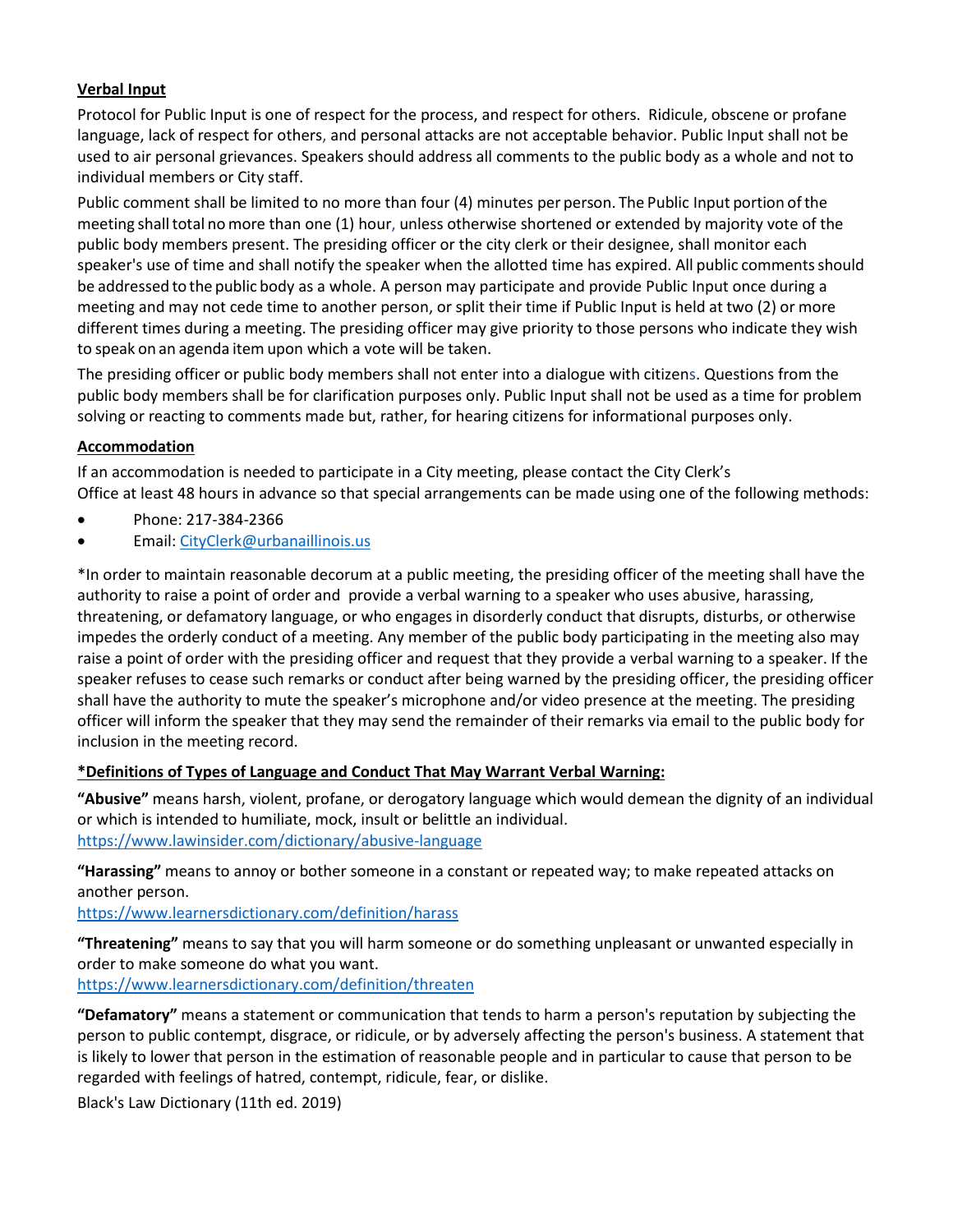**Verbal Input**

Protocol for Public Input is one of respect for the process, and respect for others. Ridicule, obscene or profane language, lack of respect for others, and personal attacks are not acceptable behavior. Public Input shall not be used to air personal grievances. Speakers should address all comments to the public body as a whole and not to individual members or City staff.

Public comment shall be limited to no more than four (4) minutes per person. The Public Input portion of the meeting shall total no more than one (1) hour, unless otherwise shortened or extended by majority vote of the public body members present. The presiding officer or the city clerk or their designee, shall monitor each speaker's use of time and shall notify the speaker when the allotted time has expired. All public comments should be addressed to the public body as a whole. A person may participate and provide Public Input once during a meeting and may not cede time to another person, or split their time if Public Input is held at two (2) or more different times during a meeting. The presiding officer may give priority to those persons who indicate they wish to speak on an agenda item upon which a vote will be taken.

The presiding officer or public body members shall not enter into a dialogue with citizens. Questions from the public body members shall be for clarification purposes only. Public Input shall not be used as a time for problem solving or reacting to comments made but, rather, for hearing citizens for informational purposes only.

**Accommodation**

If an accommodation is needed to participate in a City meeting, please contact the City Clerk's Office at least 48 hours in advance so that special arrangements can be made using one of the following methods:

- Phone: 217-384-2366
- Email: CityClerk@urbanaillinois.us

*In order to maintain reasonable decorum at a public meeting, the presiding officer of the meeting shall have the authority to raise a point of order and provide a verbal warning to a speaker who uses abusive, harassing, threatening, or defamatory language, or who engages in disorderly conduct that disrupts, disturbs, or otherwise impedes the orderly conduct of a meeting. Any member of the public body participating in the meeting also may raise a point of order with the presiding officer and request that they provide a verbal warning to a speaker. If the speaker refuses to cease such remarks or conduct after being warned by the presiding officer, the presiding officer shall have the authority to mute the speaker's microphone and/or video presence at the meeting. The presiding officer will inform the speaker that they may send the remainder of their remarks via email to the public body for inclusion in the meeting record.

**\*Definitions of Types of Language and Conduct That May Warrant Verbal Warning:**

**"Abusive"** means harsh, violent, profane, or derogatory language which would demean the dignity of an individual or which is intended to humiliate, mock, insult or belittle an individual.
https://www.lawinsider.com/dictionary/abusive-language

**"Harassing"** means to annoy or bother someone in a constant or repeated way; to make repeated attacks on another person.
https://www.learnersdictionary.com/definition/harass

**"Threatening"** means to say that you will harm someone or do something unpleasant or unwanted especially in order to make someone do what you want.
https://www.learnersdictionary.com/definition/threaten

**"Defamatory"** means a statement or communication that tends to harm a person's reputation by subjecting the person to public contempt, disgrace, or ridicule, or by adversely affecting the person's business. A statement that is likely to lower that person in the estimation of reasonable people and in particular to cause that person to be regarded with feelings of hatred, contempt, ridicule, fear, or dislike.

Black's Law Dictionary (11th ed. 2019)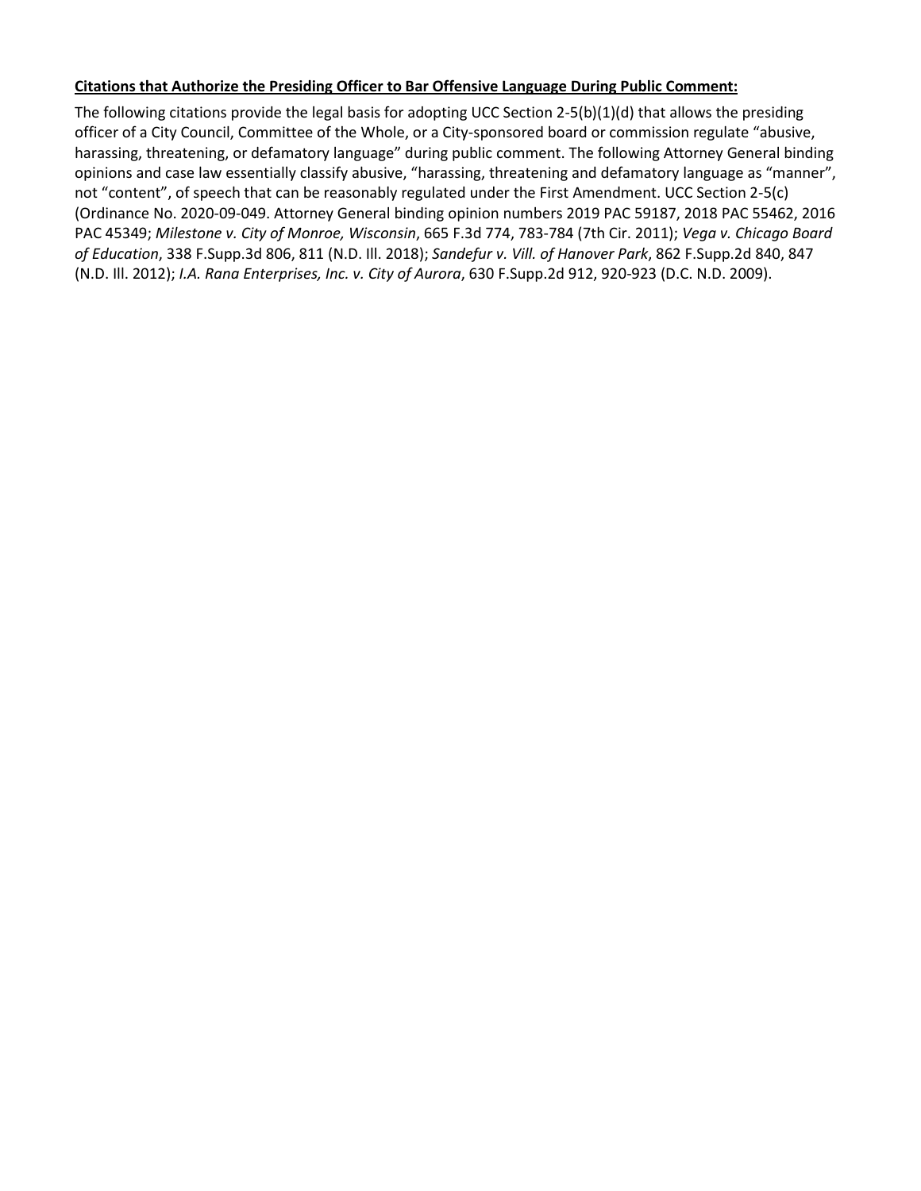**<u>Citations that Authorize the Presiding Officer to Bar Offensive Language During Public Comment:</u>**

The following citations provide the legal basis for adopting UCC Section 2-5(b)(1)(d) that allows the presiding officer of a City Council, Committee of the Whole, or a City-sponsored board or commission regulate "abusive, harassing, threatening, or defamatory language" during public comment. The following Attorney General binding opinions and case law essentially classify abusive, "harassing, threatening and defamatory language as "manner", not "content", of speech that can be reasonably regulated under the First Amendment. UCC Section 2-5(c) (Ordinance No. 2020-09-049. Attorney General binding opinion numbers 2019 PAC 59187, 2018 PAC 55462, 2016 PAC 45349; *Milestone v. City of Monroe, Wisconsin*, 665 F.3d 774, 783-784 (7th Cir. 2011); *Vega v. Chicago Board of Education*, 338 F.Supp.3d 806, 811 (N.D. Ill. 2018); *Sandefur v. Vill. of Hanover Park*, 862 F.Supp.2d 840, 847 (N.D. Ill. 2012); *I.A. Rana Enterprises, Inc. v. City of Aurora*, 630 F.Supp.2d 912, 920-923 (D.C. N.D. 2009).